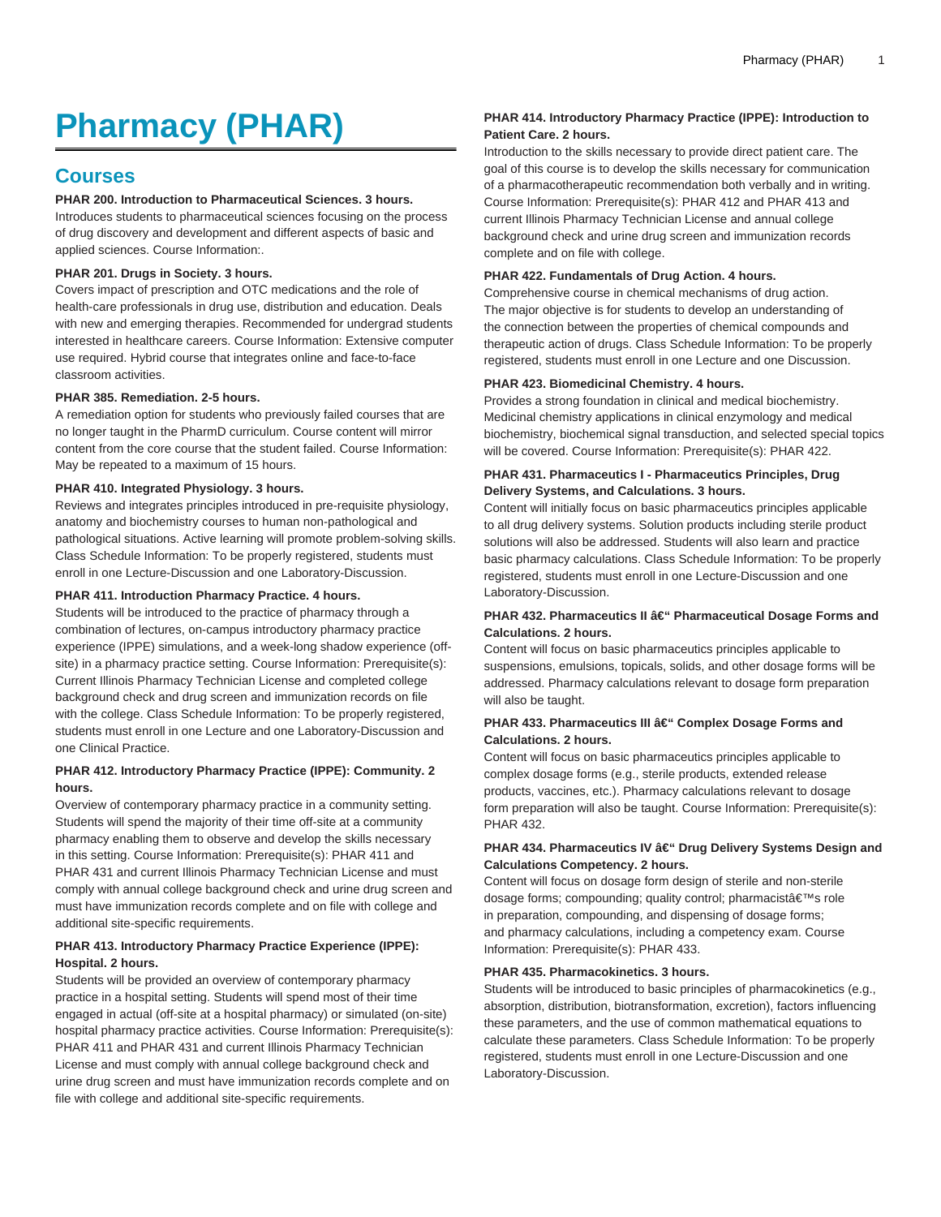# Pharmacy (PHAR)

## Courses

**PHAR 200. Introduction to Pharmaceutical Sciences. 3 hours.**
Introduces students to pharmaceutical sciences focusing on the process of drug discovery and development and different aspects of basic and applied sciences. Course Information:.

**PHAR 201. Drugs in Society. 3 hours.**
Covers impact of prescription and OTC medications and the role of health-care professionals in drug use, distribution and education. Deals with new and emerging therapies. Recommended for undergrad students interested in healthcare careers. Course Information: Extensive computer use required. Hybrid course that integrates online and face-to-face classroom activities.

**PHAR 385. Remediation. 2-5 hours.**
A remediation option for students who previously failed courses that are no longer taught in the PharmD curriculum. Course content will mirror content from the core course that the student failed. Course Information: May be repeated to a maximum of 15 hours.

**PHAR 410. Integrated Physiology. 3 hours.**
Reviews and integrates principles introduced in pre-requisite physiology, anatomy and biochemistry courses to human non-pathological and pathological situations. Active learning will promote problem-solving skills. Class Schedule Information: To be properly registered, students must enroll in one Lecture-Discussion and one Laboratory-Discussion.

**PHAR 411. Introduction Pharmacy Practice. 4 hours.**
Students will be introduced to the practice of pharmacy through a combination of lectures, on-campus introductory pharmacy practice experience (IPPE) simulations, and a week-long shadow experience (off-site) in a pharmacy practice setting. Course Information: Prerequisite(s): Current Illinois Pharmacy Technician License and completed college background check and drug screen and immunization records on file with the college. Class Schedule Information: To be properly registered, students must enroll in one Lecture and one Laboratory-Discussion and one Clinical Practice.

**PHAR 412. Introductory Pharmacy Practice (IPPE): Community. 2 hours.**
Overview of contemporary pharmacy practice in a community setting. Students will spend the majority of their time off-site at a community pharmacy enabling them to observe and develop the skills necessary in this setting. Course Information: Prerequisite(s): PHAR 411 and PHAR 431 and current Illinois Pharmacy Technician License and must comply with annual college background check and urine drug screen and must have immunization records complete and on file with college and additional site-specific requirements.

**PHAR 413. Introductory Pharmacy Practice Experience (IPPE): Hospital. 2 hours.**
Students will be provided an overview of contemporary pharmacy practice in a hospital setting. Students will spend most of their time engaged in actual (off-site at a hospital pharmacy) or simulated (on-site) hospital pharmacy practice activities. Course Information: Prerequisite(s): PHAR 411 and PHAR 431 and current Illinois Pharmacy Technician License and must comply with annual college background check and urine drug screen and must have immunization records complete and on file with college and additional site-specific requirements.

**PHAR 414. Introductory Pharmacy Practice (IPPE): Introduction to Patient Care. 2 hours.**
Introduction to the skills necessary to provide direct patient care. The goal of this course is to develop the skills necessary for communication of a pharmacotherapeutic recommendation both verbally and in writing. Course Information: Prerequisite(s): PHAR 412 and PHAR 413 and current Illinois Pharmacy Technician License and annual college background check and urine drug screen and immunization records complete and on file with college.

**PHAR 422. Fundamentals of Drug Action. 4 hours.**
Comprehensive course in chemical mechanisms of drug action. The major objective is for students to develop an understanding of the connection between the properties of chemical compounds and therapeutic action of drugs. Class Schedule Information: To be properly registered, students must enroll in one Lecture and one Discussion.

**PHAR 423. Biomedicinal Chemistry. 4 hours.**
Provides a strong foundation in clinical and medical biochemistry. Medicinal chemistry applications in clinical enzymology and medical biochemistry, biochemical signal transduction, and selected special topics will be covered. Course Information: Prerequisite(s): PHAR 422.

**PHAR 431. Pharmaceutics I - Pharmaceutics Principles, Drug Delivery Systems, and Calculations. 3 hours.**
Content will initially focus on basic pharmaceutics principles applicable to all drug delivery systems. Solution products including sterile product solutions will also be addressed. Students will also learn and practice basic pharmacy calculations. Class Schedule Information: To be properly registered, students must enroll in one Lecture-Discussion and one Laboratory-Discussion.

**PHAR 432. Pharmaceutics II â€“ Pharmaceutical Dosage Forms and Calculations. 2 hours.**
Content will focus on basic pharmaceutics principles applicable to suspensions, emulsions, topicals, solids, and other dosage forms will be addressed. Pharmacy calculations relevant to dosage form preparation will also be taught.

**PHAR 433. Pharmaceutics III â€“ Complex Dosage Forms and Calculations. 2 hours.**
Content will focus on basic pharmaceutics principles applicable to complex dosage forms (e.g., sterile products, extended release products, vaccines, etc.). Pharmacy calculations relevant to dosage form preparation will also be taught. Course Information: Prerequisite(s): PHAR 432.

**PHAR 434. Pharmaceutics IV â€“ Drug Delivery Systems Design and Calculations Competency. 2 hours.**
Content will focus on dosage form design of sterile and non-sterile dosage forms; compounding; quality control; pharmacistâ€™s role in preparation, compounding, and dispensing of dosage forms; and pharmacy calculations, including a competency exam. Course Information: Prerequisite(s): PHAR 433.

**PHAR 435. Pharmacokinetics. 3 hours.**
Students will be introduced to basic principles of pharmacokinetics (e.g., absorption, distribution, biotransformation, excretion), factors influencing these parameters, and the use of common mathematical equations to calculate these parameters. Class Schedule Information: To be properly registered, students must enroll in one Lecture-Discussion and one Laboratory-Discussion.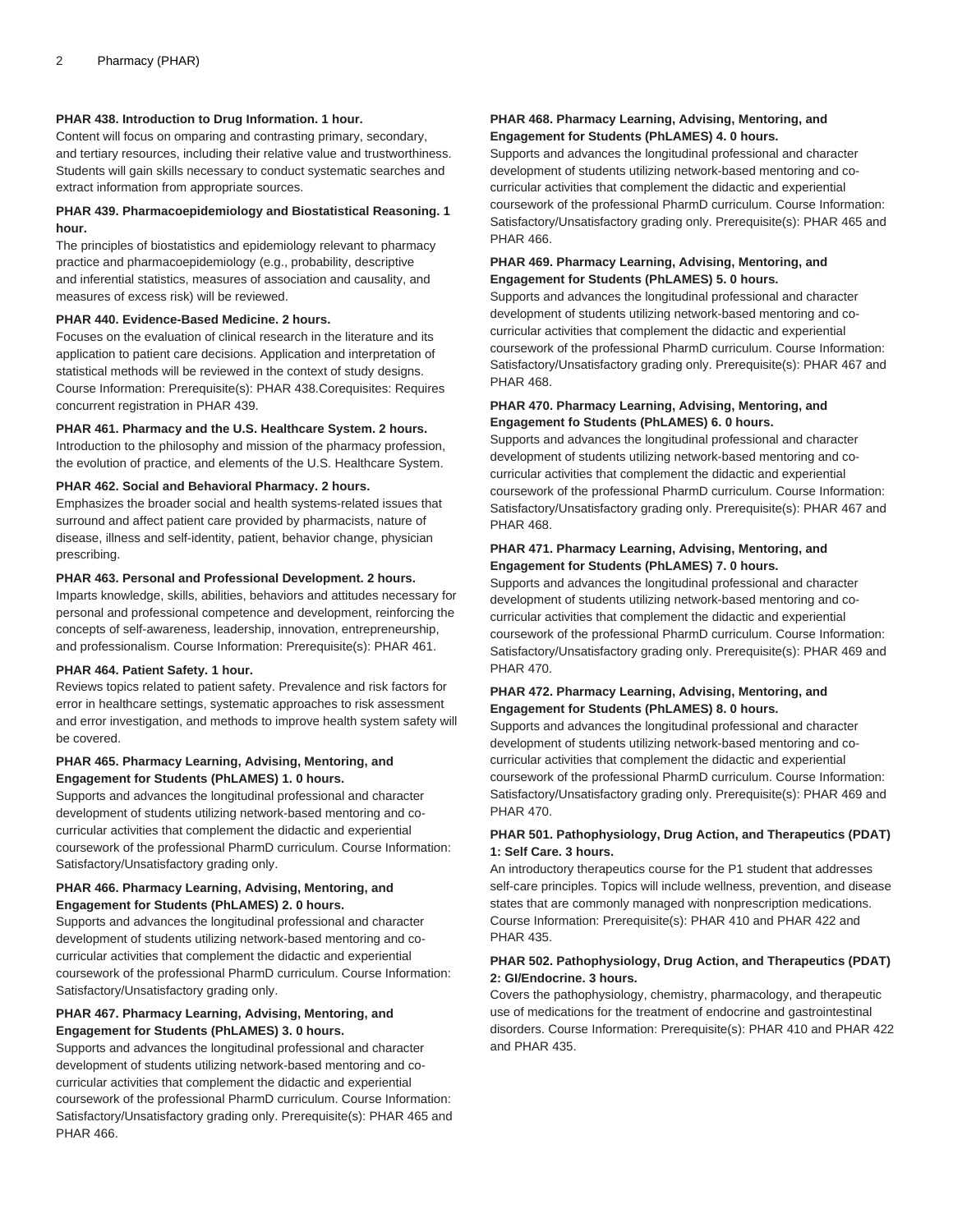**PHAR 438. Introduction to Drug Information. 1 hour.**

Content will focus on omparing and contrasting primary, secondary, and tertiary resources, including their relative value and trustworthiness. Students will gain skills necessary to conduct systematic searches and extract information from appropriate sources.

**PHAR 439. Pharmacoepidemiology and Biostatistical Reasoning. 1 hour.**

The principles of biostatistics and epidemiology relevant to pharmacy practice and pharmacoepidemiology (e.g., probability, descriptive and inferential statistics, measures of association and causality, and measures of excess risk) will be reviewed.

**PHAR 440. Evidence-Based Medicine. 2 hours.**

Focuses on the evaluation of clinical research in the literature and its application to patient care decisions. Application and interpretation of statistical methods will be reviewed in the context of study designs. Course Information: Prerequisite(s): PHAR 438.Corequisites: Requires concurrent registration in PHAR 439.

**PHAR 461. Pharmacy and the U.S. Healthcare System. 2 hours.**

Introduction to the philosophy and mission of the pharmacy profession, the evolution of practice, and elements of the U.S. Healthcare System.

**PHAR 462. Social and Behavioral Pharmacy. 2 hours.**

Emphasizes the broader social and health systems-related issues that surround and affect patient care provided by pharmacists, nature of disease, illness and self-identity, patient, behavior change, physician prescribing.

**PHAR 463. Personal and Professional Development. 2 hours.**

Imparts knowledge, skills, abilities, behaviors and attitudes necessary for personal and professional competence and development, reinforcing the concepts of self-awareness, leadership, innovation, entrepreneurship, and professionalism. Course Information: Prerequisite(s): PHAR 461.

**PHAR 464. Patient Safety. 1 hour.**

Reviews topics related to patient safety. Prevalence and risk factors for error in healthcare settings, systematic approaches to risk assessment and error investigation, and methods to improve health system safety will be covered.

**PHAR 465. Pharmacy Learning, Advising, Mentoring, and Engagement for Students (PhLAMES) 1. 0 hours.**

Supports and advances the longitudinal professional and character development of students utilizing network-based mentoring and co-curricular activities that complement the didactic and experiential coursework of the professional PharmD curriculum. Course Information: Satisfactory/Unsatisfactory grading only.

**PHAR 466. Pharmacy Learning, Advising, Mentoring, and Engagement for Students (PhLAMES) 2. 0 hours.**

Supports and advances the longitudinal professional and character development of students utilizing network-based mentoring and co-curricular activities that complement the didactic and experiential coursework of the professional PharmD curriculum. Course Information: Satisfactory/Unsatisfactory grading only.

**PHAR 467. Pharmacy Learning, Advising, Mentoring, and Engagement for Students (PhLAMES) 3. 0 hours.**

Supports and advances the longitudinal professional and character development of students utilizing network-based mentoring and co-curricular activities that complement the didactic and experiential coursework of the professional PharmD curriculum. Course Information: Satisfactory/Unsatisfactory grading only. Prerequisite(s): PHAR 465 and PHAR 466.

**PHAR 468. Pharmacy Learning, Advising, Mentoring, and Engagement for Students (PhLAMES) 4. 0 hours.**

Supports and advances the longitudinal professional and character development of students utilizing network-based mentoring and co-curricular activities that complement the didactic and experiential coursework of the professional PharmD curriculum. Course Information: Satisfactory/Unsatisfactory grading only. Prerequisite(s): PHAR 465 and PHAR 466.

**PHAR 469. Pharmacy Learning, Advising, Mentoring, and Engagement for Students (PhLAMES) 5. 0 hours.**

Supports and advances the longitudinal professional and character development of students utilizing network-based mentoring and co-curricular activities that complement the didactic and experiential coursework of the professional PharmD curriculum. Course Information: Satisfactory/Unsatisfactory grading only. Prerequisite(s): PHAR 467 and PHAR 468.

**PHAR 470. Pharmacy Learning, Advising, Mentoring, and Engagement fo Students (PhLAMES) 6. 0 hours.**

Supports and advances the longitudinal professional and character development of students utilizing network-based mentoring and co-curricular activities that complement the didactic and experiential coursework of the professional PharmD curriculum. Course Information: Satisfactory/Unsatisfactory grading only. Prerequisite(s): PHAR 467 and PHAR 468.

**PHAR 471. Pharmacy Learning, Advising, Mentoring, and Engagement for Students (PhLAMES) 7. 0 hours.**

Supports and advances the longitudinal professional and character development of students utilizing network-based mentoring and co-curricular activities that complement the didactic and experiential coursework of the professional PharmD curriculum. Course Information: Satisfactory/Unsatisfactory grading only. Prerequisite(s): PHAR 469 and PHAR 470.

**PHAR 472. Pharmacy Learning, Advising, Mentoring, and Engagement for Students (PhLAMES) 8. 0 hours.**

Supports and advances the longitudinal professional and character development of students utilizing network-based mentoring and co-curricular activities that complement the didactic and experiential coursework of the professional PharmD curriculum. Course Information: Satisfactory/Unsatisfactory grading only. Prerequisite(s): PHAR 469 and PHAR 470.

**PHAR 501. Pathophysiology, Drug Action, and Therapeutics (PDAT) 1: Self Care. 3 hours.**

An introductory therapeutics course for the P1 student that addresses self-care principles. Topics will include wellness, prevention, and disease states that are commonly managed with nonprescription medications. Course Information: Prerequisite(s): PHAR 410 and PHAR 422 and PHAR 435.

**PHAR 502. Pathophysiology, Drug Action, and Therapeutics (PDAT) 2: GI/Endocrine. 3 hours.**

Covers the pathophysiology, chemistry, pharmacology, and therapeutic use of medications for the treatment of endocrine and gastrointestinal disorders. Course Information: Prerequisite(s): PHAR 410 and PHAR 422 and PHAR 435.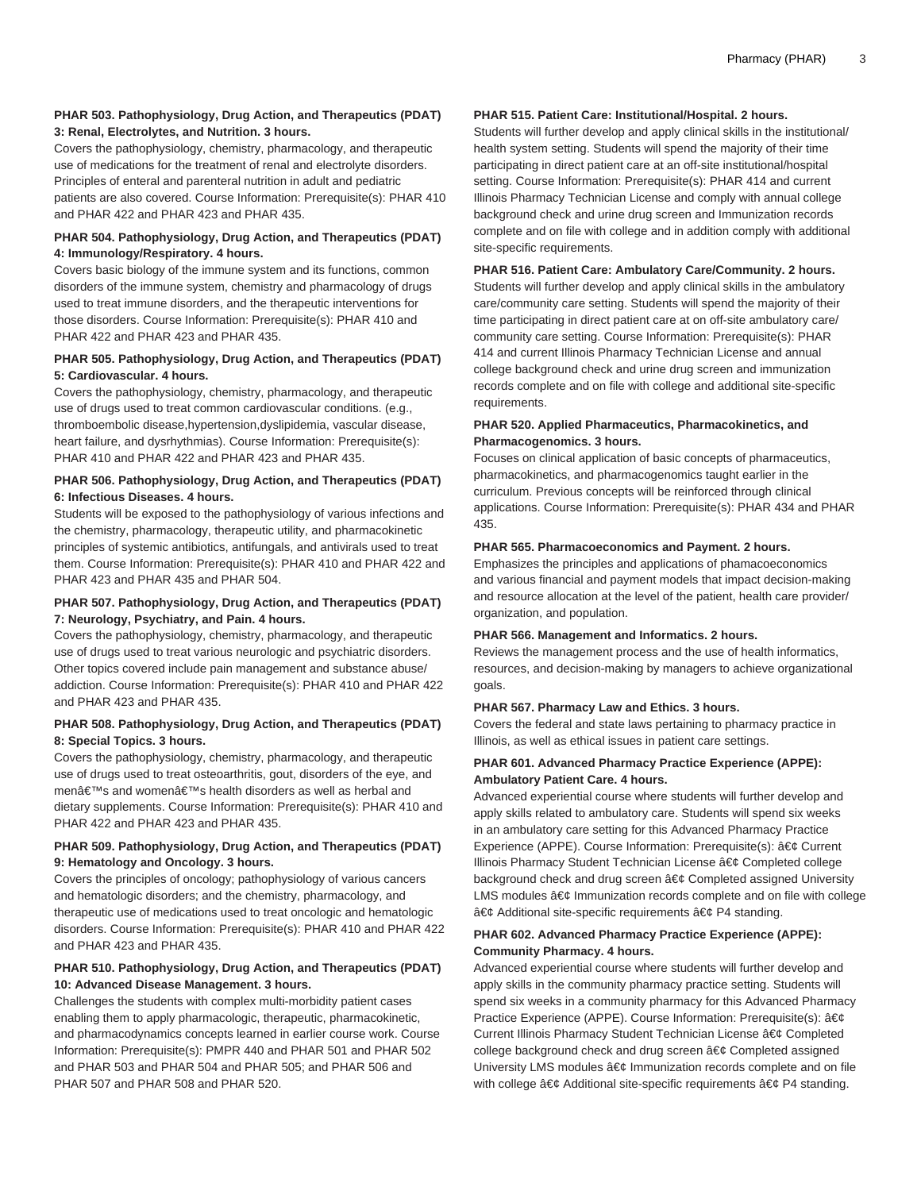**PHAR 503. Pathophysiology, Drug Action, and Therapeutics (PDAT) 3: Renal, Electrolytes, and Nutrition. 3 hours.**

Covers the pathophysiology, chemistry, pharmacology, and therapeutic use of medications for the treatment of renal and electrolyte disorders. Principles of enteral and parenteral nutrition in adult and pediatric patients are also covered. Course Information: Prerequisite(s): PHAR 410 and PHAR 422 and PHAR 423 and PHAR 435.

**PHAR 504. Pathophysiology, Drug Action, and Therapeutics (PDAT) 4: Immunology/Respiratory. 4 hours.**

Covers basic biology of the immune system and its functions, common disorders of the immune system, chemistry and pharmacology of drugs used to treat immune disorders, and the therapeutic interventions for those disorders. Course Information: Prerequisite(s): PHAR 410 and PHAR 422 and PHAR 423 and PHAR 435.

**PHAR 505. Pathophysiology, Drug Action, and Therapeutics (PDAT) 5: Cardiovascular. 4 hours.**

Covers the pathophysiology, chemistry, pharmacology, and therapeutic use of drugs used to treat common cardiovascular conditions. (e.g., thromboembolic disease,hypertension,dyslipidemia, vascular disease, heart failure, and dysrhythmias). Course Information: Prerequisite(s): PHAR 410 and PHAR 422 and PHAR 423 and PHAR 435.

**PHAR 506. Pathophysiology, Drug Action, and Therapeutics (PDAT) 6: Infectious Diseases. 4 hours.**

Students will be exposed to the pathophysiology of various infections and the chemistry, pharmacology, therapeutic utility, and pharmacokinetic principles of systemic antibiotics, antifungals, and antivirals used to treat them. Course Information: Prerequisite(s): PHAR 410 and PHAR 422 and PHAR 423 and PHAR 435 and PHAR 504.

**PHAR 507. Pathophysiology, Drug Action, and Therapeutics (PDAT) 7: Neurology, Psychiatry, and Pain. 4 hours.**

Covers the pathophysiology, chemistry, pharmacology, and therapeutic use of drugs used to treat various neurologic and psychiatric disorders. Other topics covered include pain management and substance abuse/ addiction. Course Information: Prerequisite(s): PHAR 410 and PHAR 422 and PHAR 423 and PHAR 435.

**PHAR 508. Pathophysiology, Drug Action, and Therapeutics (PDAT) 8: Special Topics. 3 hours.**

Covers the pathophysiology, chemistry, pharmacology, and therapeutic use of drugs used to treat osteoarthritis, gout, disorders of the eye, and menâ€™s and womenâ€™s health disorders as well as herbal and dietary supplements. Course Information: Prerequisite(s): PHAR 410 and PHAR 422 and PHAR 423 and PHAR 435.

**PHAR 509. Pathophysiology, Drug Action, and Therapeutics (PDAT) 9: Hematology and Oncology. 3 hours.**

Covers the principles of oncology; pathophysiology of various cancers and hematologic disorders; and the chemistry, pharmacology, and therapeutic use of medications used to treat oncologic and hematologic disorders. Course Information: Prerequisite(s): PHAR 410 and PHAR 422 and PHAR 423 and PHAR 435.

**PHAR 510. Pathophysiology, Drug Action, and Therapeutics (PDAT) 10: Advanced Disease Management. 3 hours.**

Challenges the students with complex multi-morbidity patient cases enabling them to apply pharmacologic, therapeutic, pharmacokinetic, and pharmacodynamics concepts learned in earlier course work. Course Information: Prerequisite(s): PMPR 440 and PHAR 501 and PHAR 502 and PHAR 503 and PHAR 504 and PHAR 505; and PHAR 506 and PHAR 507 and PHAR 508 and PHAR 520.

**PHAR 515. Patient Care: Institutional/Hospital. 2 hours.**

Students will further develop and apply clinical skills in the institutional/ health system setting. Students will spend the majority of their time participating in direct patient care at an off-site institutional/hospital setting. Course Information: Prerequisite(s): PHAR 414 and current Illinois Pharmacy Technician License and comply with annual college background check and urine drug screen and Immunization records complete and on file with college and in addition comply with additional site-specific requirements.

**PHAR 516. Patient Care: Ambulatory Care/Community. 2 hours.**

Students will further develop and apply clinical skills in the ambulatory care/community care setting. Students will spend the majority of their time participating in direct patient care at on off-site ambulatory care/ community care setting. Course Information: Prerequisite(s): PHAR 414 and current Illinois Pharmacy Technician License and annual college background check and urine drug screen and immunization records complete and on file with college and additional site-specific requirements.

**PHAR 520. Applied Pharmaceutics, Pharmacokinetics, and Pharmacogenomics. 3 hours.**

Focuses on clinical application of basic concepts of pharmaceutics, pharmacokinetics, and pharmacogenomics taught earlier in the curriculum. Previous concepts will be reinforced through clinical applications. Course Information: Prerequisite(s): PHAR 434 and PHAR 435.

**PHAR 565. Pharmacoeconomics and Payment. 2 hours.**

Emphasizes the principles and applications of phamacoeconomics and various financial and payment models that impact decision-making and resource allocation at the level of the patient, health care provider/ organization, and population.

**PHAR 566. Management and Informatics. 2 hours.**

Reviews the management process and the use of health informatics, resources, and decision-making by managers to achieve organizational goals.

**PHAR 567. Pharmacy Law and Ethics. 3 hours.**

Covers the federal and state laws pertaining to pharmacy practice in Illinois, as well as ethical issues in patient care settings.

**PHAR 601. Advanced Pharmacy Practice Experience (APPE): Ambulatory Patient Care. 4 hours.**

Advanced experiential course where students will further develop and apply skills related to ambulatory care. Students will spend six weeks in an ambulatory care setting for this Advanced Pharmacy Practice Experience (APPE). Course Information: Prerequisite(s): â€¢ Current Illinois Pharmacy Student Technician License â€¢ Completed college background check and drug screen â€¢ Completed assigned University LMS modules â€¢ Immunization records complete and on file with college â€¢ Additional site-specific requirements â€¢ P4 standing.

**PHAR 602. Advanced Pharmacy Practice Experience (APPE): Community Pharmacy. 4 hours.**

Advanced experiential course where students will further develop and apply skills in the community pharmacy practice setting. Students will spend six weeks in a community pharmacy for this Advanced Pharmacy Practice Experience (APPE). Course Information: Prerequisite(s): â€¢ Current Illinois Pharmacy Student Technician License â€¢ Completed college background check and drug screen â€¢ Completed assigned University LMS modules â€¢ Immunization records complete and on file with college â€¢ Additional site-specific requirements â€¢ P4 standing.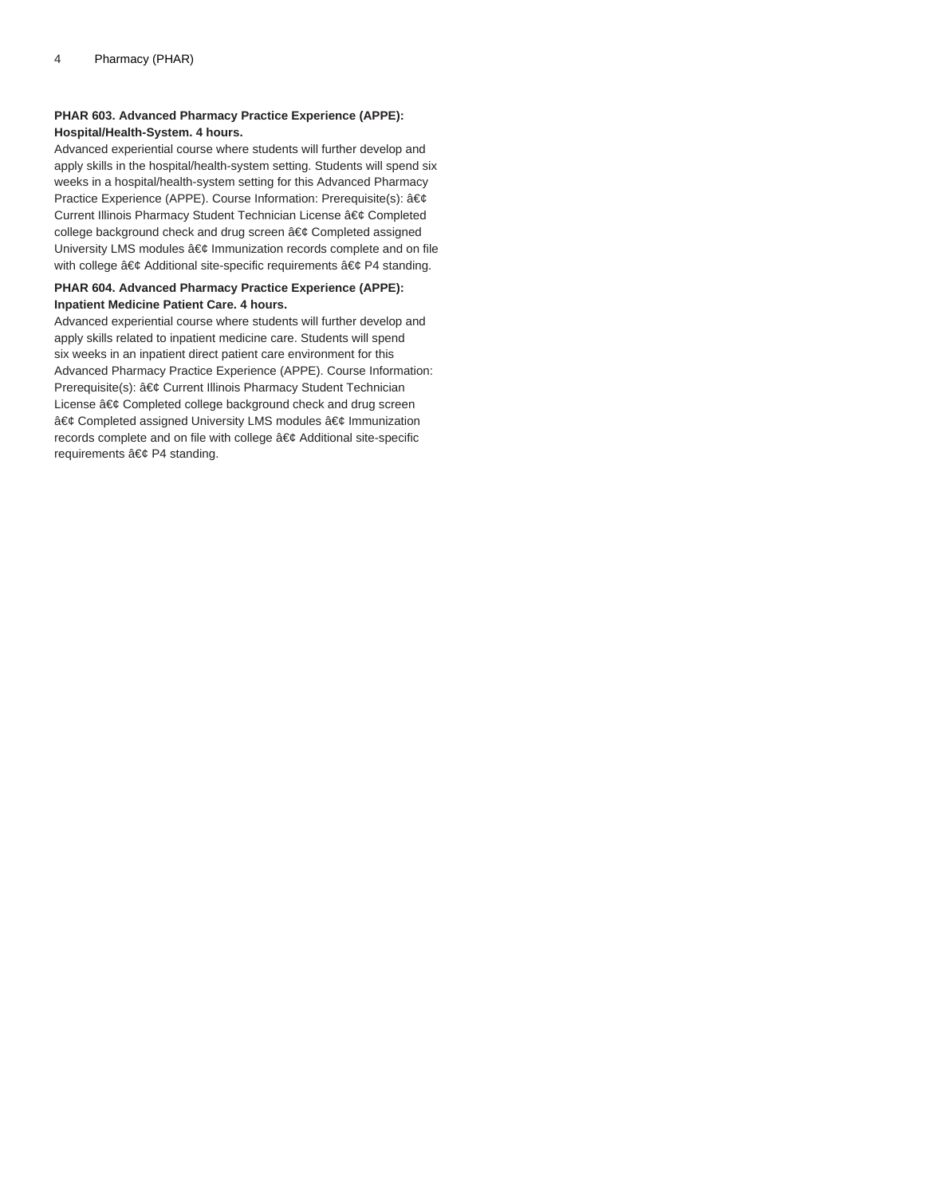**PHAR 603. Advanced Pharmacy Practice Experience (APPE): Hospital/Health-System. 4 hours.**

Advanced experiential course where students will further develop and apply skills in the hospital/health-system setting. Students will spend six weeks in a hospital/health-system setting for this Advanced Pharmacy Practice Experience (APPE). Course Information: Prerequisite(s): â€¢ Current Illinois Pharmacy Student Technician License â€¢ Completed college background check and drug screen â€¢ Completed assigned University LMS modules â€¢ Immunization records complete and on file with college â€¢ Additional site-specific requirements â€¢ P4 standing.

**PHAR 604. Advanced Pharmacy Practice Experience (APPE): Inpatient Medicine Patient Care. 4 hours.**

Advanced experiential course where students will further develop and apply skills related to inpatient medicine care. Students will spend six weeks in an inpatient direct patient care environment for this Advanced Pharmacy Practice Experience (APPE). Course Information: Prerequisite(s): â€¢ Current Illinois Pharmacy Student Technician License â€¢ Completed college background check and drug screen â€¢ Completed assigned University LMS modules â€¢ Immunization records complete and on file with college â€¢ Additional site-specific requirements â€¢ P4 standing.